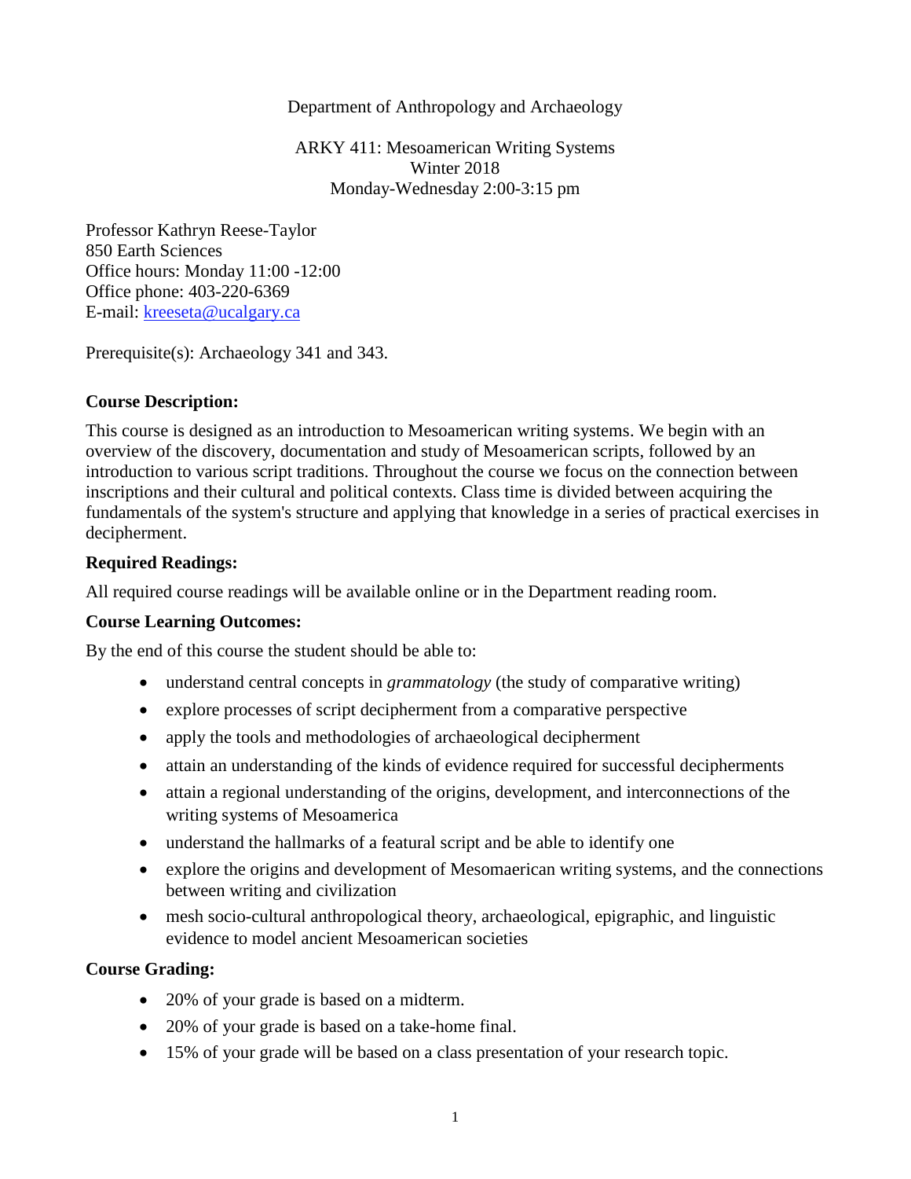Department of Anthropology and Archaeology

ARKY 411: Mesoamerican Writing Systems
Winter 2018
Monday-Wednesday 2:00-3:15 pm

Professor Kathryn Reese-Taylor
850 Earth Sciences
Office hours: Monday 11:00 -12:00
Office phone: 403-220-6369
E-mail: [kreeseta@ucalgary.ca](mailto:kreeseta@ucalgary.ca)

Prerequisite(s): Archaeology 341 and 343.

**Course Description:**

This course is designed as an introduction to Mesoamerican writing systems. We begin with an overview of the discovery, documentation and study of Mesoamerican scripts, followed by an introduction to various script traditions. Throughout the course we focus on the connection between inscriptions and their cultural and political contexts. Class time is divided between acquiring the fundamentals of the system's structure and applying that knowledge in a series of practical exercises in decipherment.

**Required Readings:**

All required course readings will be available online or in the Department reading room.

**Course Learning Outcomes:**

By the end of this course the student should be able to:

- understand central concepts in *grammatology* (the study of comparative writing)
- explore processes of script decipherment from a comparative perspective
- apply the tools and methodologies of archaeological decipherment
- attain an understanding of the kinds of evidence required for successful decipherments
- attain a regional understanding of the origins, development, and interconnections of the writing systems of Mesoamerica
- understand the hallmarks of a featural script and be able to identify one
- explore the origins and development of Mesomaerican writing systems, and the connections between writing and civilization
- mesh socio-cultural anthropological theory, archaeological, epigraphic, and linguistic evidence to model ancient Mesoamerican societies

**Course Grading:**

- 20% of your grade is based on a midterm.
- 20% of your grade is based on a take-home final.
- 15% of your grade will be based on a class presentation of your research topic.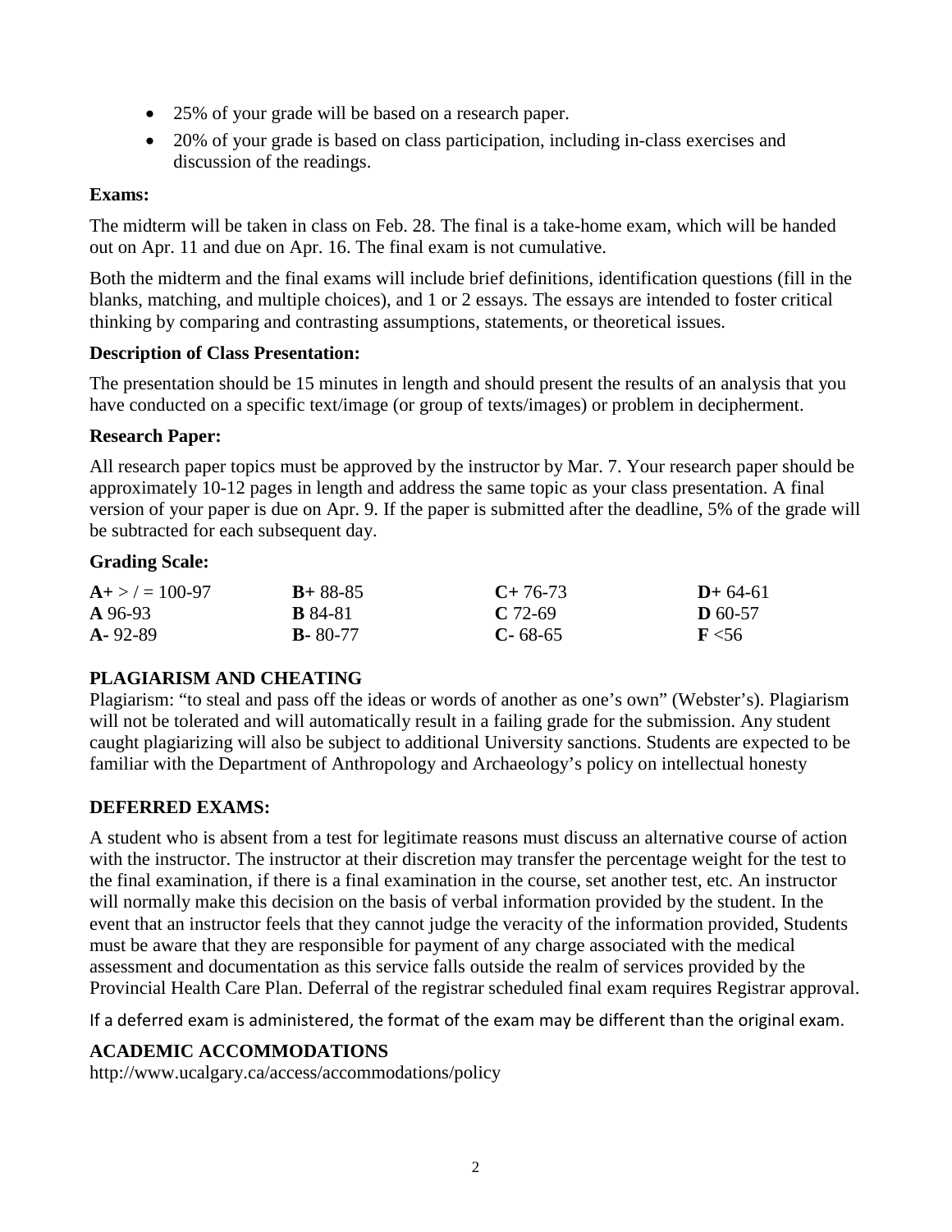- 25% of your grade will be based on a research paper.
- 20% of your grade is based on class participation, including in-class exercises and discussion of the readings.

**Exams:**

The midterm will be taken in class on Feb. 28. The final is a take-home exam, which will be handed out on Apr. 11 and due on Apr. 16. The final exam is not cumulative.

Both the midterm and the final exams will include brief definitions, identification questions (fill in the blanks, matching, and multiple choices), and 1 or 2 essays. The essays are intended to foster critical thinking by comparing and contrasting assumptions, statements, or theoretical issues.

**Description of Class Presentation:**

The presentation should be 15 minutes in length and should present the results of an analysis that you have conducted on a specific text/image (or group of texts/images) or problem in decipherment.

**Research Paper:**

All research paper topics must be approved by the instructor by Mar. 7. Your research paper should be approximately 10-12 pages in length and address the same topic as your class presentation. A final version of your paper is due on Apr. 9. If the paper is submitted after the deadline, 5% of the grade will be subtracted for each subsequent day.

**Grading Scale:**

| | | | |
|---|---|---|---|
| **A+** > / = 100-97 | **B+** 88-85 | **C+** 76-73 | **D+** 64-61 |
| **A** 96-93 | **B** 84-81 | **C** 72-69 | **D** 60-57 |
| **A-** 92-89 | **B-** 80-77 | **C-** 68-65 | **F** <56 |

## PLAGIARISM AND CHEATING

Plagiarism: "to steal and pass off the ideas or words of another as one's own" (Webster's). Plagiarism will not be tolerated and will automatically result in a failing grade for the submission. Any student caught plagiarizing will also be subject to additional University sanctions. Students are expected to be familiar with the Department of Anthropology and Archaeology's policy on intellectual honesty

## DEFERRED EXAMS:

A student who is absent from a test for legitimate reasons must discuss an alternative course of action with the instructor. The instructor at their discretion may transfer the percentage weight for the test to the final examination, if there is a final examination in the course, set another test, etc. An instructor will normally make this decision on the basis of verbal information provided by the student. In the event that an instructor feels that they cannot judge the veracity of the information provided, Students must be aware that they are responsible for payment of any charge associated with the medical assessment and documentation as this service falls outside the realm of services provided by the Provincial Health Care Plan. Deferral of the registrar scheduled final exam requires Registrar approval.

If a deferred exam is administered, the format of the exam may be different than the original exam.

## ACADEMIC ACCOMMODATIONS

http://www.ucalgary.ca/access/accommodations/policy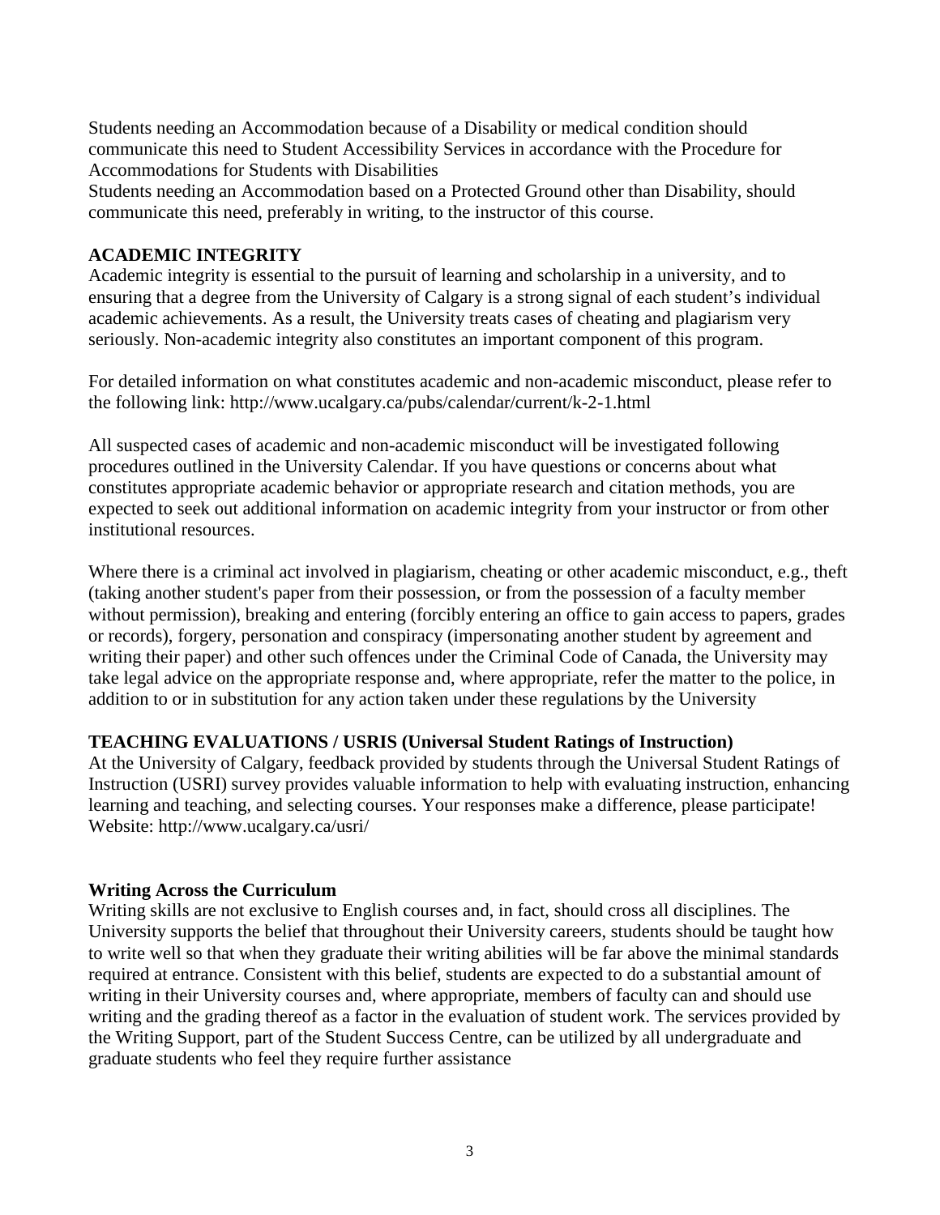Students needing an Accommodation because of a Disability or medical condition should communicate this need to Student Accessibility Services in accordance with the Procedure for Accommodations for Students with Disabilities

Students needing an Accommodation based on a Protected Ground other than Disability, should communicate this need, preferably in writing, to the instructor of this course.

**ACADEMIC INTEGRITY**

Academic integrity is essential to the pursuit of learning and scholarship in a university, and to ensuring that a degree from the University of Calgary is a strong signal of each student's individual academic achievements. As a result, the University treats cases of cheating and plagiarism very seriously. Non-academic integrity also constitutes an important component of this program.

For detailed information on what constitutes academic and non-academic misconduct, please refer to the following link: http://www.ucalgary.ca/pubs/calendar/current/k-2-1.html

All suspected cases of academic and non-academic misconduct will be investigated following procedures outlined in the University Calendar. If you have questions or concerns about what constitutes appropriate academic behavior or appropriate research and citation methods, you are expected to seek out additional information on academic integrity from your instructor or from other institutional resources.

Where there is a criminal act involved in plagiarism, cheating or other academic misconduct, e.g., theft (taking another student's paper from their possession, or from the possession of a faculty member without permission), breaking and entering (forcibly entering an office to gain access to papers, grades or records), forgery, personation and conspiracy (impersonating another student by agreement and writing their paper) and other such offences under the Criminal Code of Canada, the University may take legal advice on the appropriate response and, where appropriate, refer the matter to the police, in addition to or in substitution for any action taken under these regulations by the University

**TEACHING EVALUATIONS / USRIS (Universal Student Ratings of Instruction)**

At the University of Calgary, feedback provided by students through the Universal Student Ratings of Instruction (USRI) survey provides valuable information to help with evaluating instruction, enhancing learning and teaching, and selecting courses. Your responses make a difference, please participate! Website: http://www.ucalgary.ca/usri/

**Writing Across the Curriculum**

Writing skills are not exclusive to English courses and, in fact, should cross all disciplines. The University supports the belief that throughout their University careers, students should be taught how to write well so that when they graduate their writing abilities will be far above the minimal standards required at entrance. Consistent with this belief, students are expected to do a substantial amount of writing in their University courses and, where appropriate, members of faculty can and should use writing and the grading thereof as a factor in the evaluation of student work. The services provided by the Writing Support, part of the Student Success Centre, can be utilized by all undergraduate and graduate students who feel they require further assistance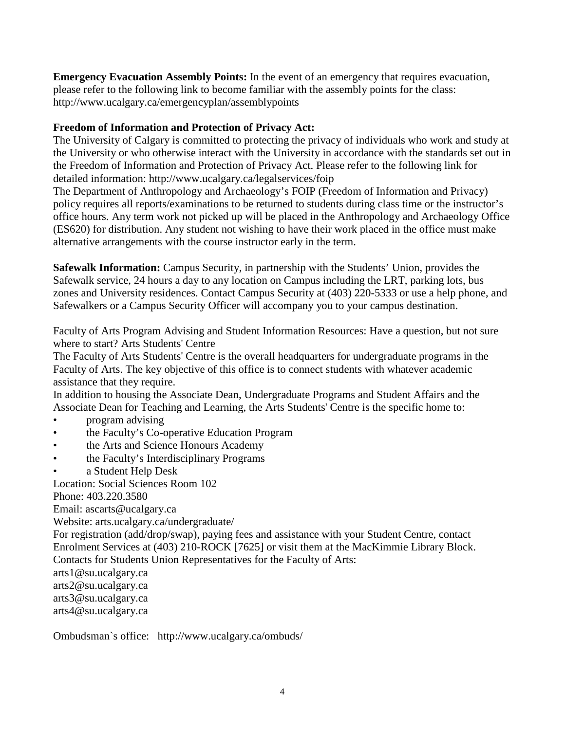**Emergency Evacuation Assembly Points:** In the event of an emergency that requires evacuation, please refer to the following link to become familiar with the assembly points for the class: http://www.ucalgary.ca/emergencyplan/assemblypoints

**Freedom of Information and Protection of Privacy Act:**
The University of Calgary is committed to protecting the privacy of individuals who work and study at the University or who otherwise interact with the University in accordance with the standards set out in the Freedom of Information and Protection of Privacy Act. Please refer to the following link for detailed information: http://www.ucalgary.ca/legalservices/foip
The Department of Anthropology and Archaeology's FOIP (Freedom of Information and Privacy) policy requires all reports/examinations to be returned to students during class time or the instructor's office hours. Any term work not picked up will be placed in the Anthropology and Archaeology Office (ES620) for distribution. Any student not wishing to have their work placed in the office must make alternative arrangements with the course instructor early in the term.

**Safewalk Information:** Campus Security, in partnership with the Students' Union, provides the Safewalk service, 24 hours a day to any location on Campus including the LRT, parking lots, bus zones and University residences. Contact Campus Security at (403) 220-5333 or use a help phone, and Safewalkers or a Campus Security Officer will accompany you to your campus destination.

Faculty of Arts Program Advising and Student Information Resources: Have a question, but not sure where to start? Arts Students' Centre
The Faculty of Arts Students' Centre is the overall headquarters for undergraduate programs in the Faculty of Arts. The key objective of this office is to connect students with whatever academic assistance that they require.
In addition to housing the Associate Dean, Undergraduate Programs and Student Affairs and the Associate Dean for Teaching and Learning, the Arts Students' Centre is the specific home to:

- program advising
- the Faculty's Co-operative Education Program
- the Arts and Science Honours Academy
- the Faculty's Interdisciplinary Programs
- a Student Help Desk

Location: Social Sciences Room 102
Phone: 403.220.3580
Email: ascarts@ucalgary.ca
Website: arts.ucalgary.ca/undergraduate/
For registration (add/drop/swap), paying fees and assistance with your Student Centre, contact Enrolment Services at (403) 210-ROCK [7625] or visit them at the MacKimmie Library Block.
Contacts for Students Union Representatives for the Faculty of Arts:
arts1@su.ucalgary.ca
arts2@su.ucalgary.ca
arts3@su.ucalgary.ca
arts4@su.ucalgary.ca

Ombudsman`s office: http://www.ucalgary.ca/ombuds/